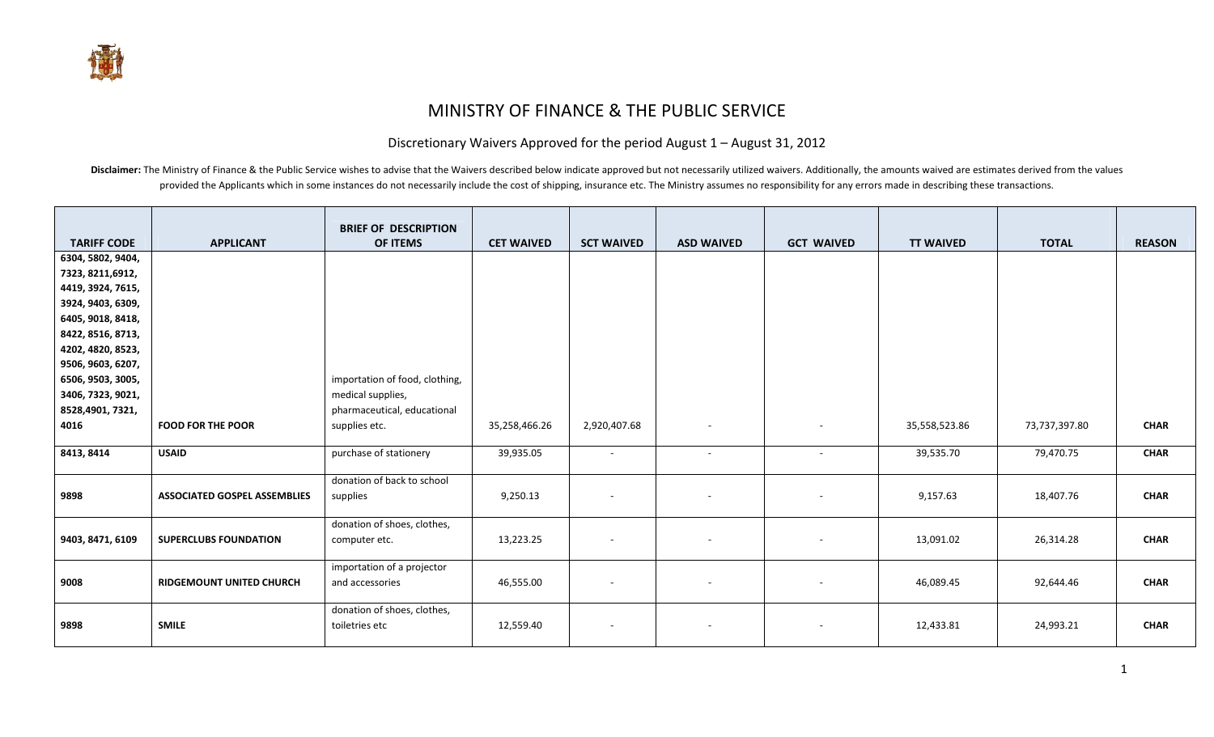# MINISTRY OF FINANCE & THE PUBLIC SERVICE

## Discretionary Waivers Approved for the period August 1 – August 31, 2012

**Disclaimer:** The Ministry of Finance & the Public Service wishes to advise that the Waivers described below indicate approved but not necessarily utilized waivers. Additionally, the amounts waived are estimates derived from the values provided the Applicants which in some instances do not necessarily include the cost of shipping, insurance etc. The Ministry assumes no responsibility for any errors made in describing these transactions.

| TARIFF CODE | APPLICANT | BRIEF OF DESCRIPTION OF ITEMS | CET WAIVED | SCT WAIVED | ASD WAIVED | GCT WAIVED | TT WAIVED | TOTAL | REASON |
|---|---|---|---|---|---|---|---|---|---|
| 6304, 5802, 9404, 7323, 8211,6912, 4419, 3924, 7615, 3924, 9403, 6309, 6405, 9018, 8418, 8422, 8516, 8713, 4202, 4820, 8523, 9506, 9603, 6207, 6506, 9503, 3005, 3406, 7323, 9021, 8528,4901, 7321, 4016 | **FOOD FOR THE POOR** | importation of food, clothing, medical supplies, pharmaceutical, educational supplies etc. | 35,258,466.26 | 2,920,407.68 | - | - | 35,558,523.86 | 73,737,397.80 | **CHAR** |
| 8413, 8414 | **USAID** | purchase of stationery | 39,935.05 | - | - | - | 39,535.70 | 79,470.75 | **CHAR** |
| 9898 | **ASSOCIATED GOSPEL ASSEMBLIES** | donation of back to school supplies | 9,250.13 | - | - | - | 9,157.63 | 18,407.76 | **CHAR** |
| 9403, 8471, 6109 | **SUPERCLUBS FOUNDATION** | donation of shoes, clothes, computer etc. | 13,223.25 | - | - | - | 13,091.02 | 26,314.28 | **CHAR** |
| 9008 | **RIDGEMOUNT UNITED CHURCH** | importation of a projector and accessories | 46,555.00 | - | - | - | 46,089.45 | 92,644.46 | **CHAR** |
| 9898 | **SMILE** | donation of shoes, clothes, toiletries etc | 12,559.40 | - | - | - | 12,433.81 | 24,993.21 | **CHAR** |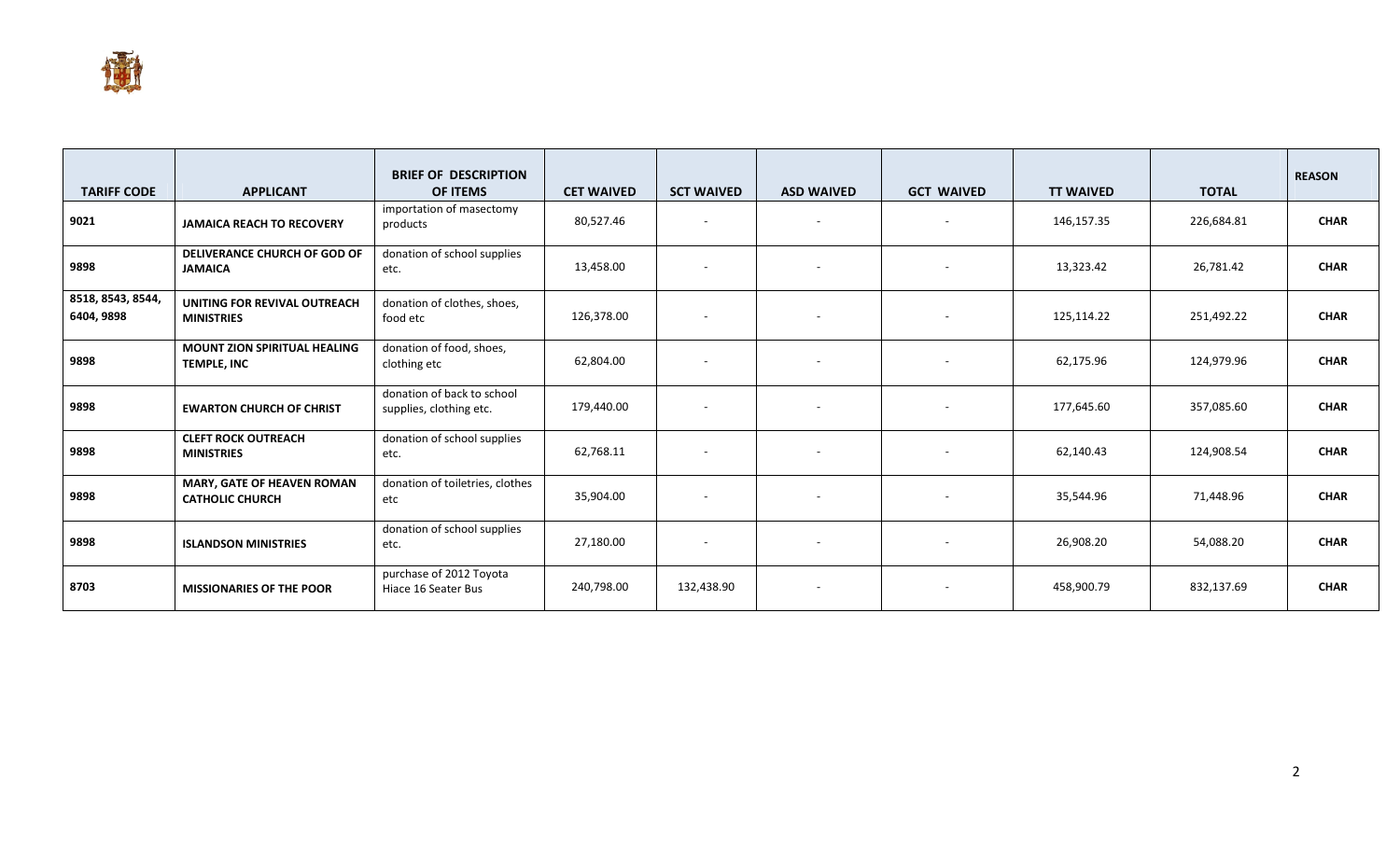| TARIFF CODE | APPLICANT | BRIEF OF DESCRIPTION OF ITEMS | CET WAIVED | SCT WAIVED | ASD WAIVED | GCT WAIVED | TT WAIVED | TOTAL | REASON |
|---|---|---|---|---|---|---|---|---|---|
| **9021** | **JAMAICA REACH TO RECOVERY** | importation of masectomy products | 80,527.46 | - | - | - | 146,157.35 | 226,684.81 | **CHAR** |
| **9898** | **DELIVERANCE CHURCH OF GOD OF JAMAICA** | donation of school supplies etc. | 13,458.00 | - | - | - | 13,323.42 | 26,781.42 | **CHAR** |
| **8518, 8543, 8544, 6404, 9898** | **UNITING FOR REVIVAL OUTREACH MINISTRIES** | donation of clothes, shoes, food etc | 126,378.00 | - | - | - | 125,114.22 | 251,492.22 | **CHAR** |
| **9898** | **MOUNT ZION SPIRITUAL HEALING TEMPLE, INC** | donation of food, shoes, clothing etc | 62,804.00 | - | - | - | 62,175.96 | 124,979.96 | **CHAR** |
| **9898** | **EWARTON CHURCH OF CHRIST** | donation of back to school supplies, clothing etc. | 179,440.00 | - | - | - | 177,645.60 | 357,085.60 | **CHAR** |
| **9898** | **CLEFT ROCK OUTREACH MINISTRIES** | donation of school supplies etc. | 62,768.11 | - | - | - | 62,140.43 | 124,908.54 | **CHAR** |
| **9898** | **MARY, GATE OF HEAVEN ROMAN CATHOLIC CHURCH** | donation of toiletries, clothes etc | 35,904.00 | - | - | - | 35,544.96 | 71,448.96 | **CHAR** |
| **9898** | **ISLANDSON MINISTRIES** | donation of school supplies etc. | 27,180.00 | - | - | - | 26,908.20 | 54,088.20 | **CHAR** |
| **8703** | **MISSIONARIES OF THE POOR** | purchase of 2012 Toyota Hiace 16 Seater Bus | 240,798.00 | 132,438.90 | - | - | 458,900.79 | 832,137.69 | **CHAR** |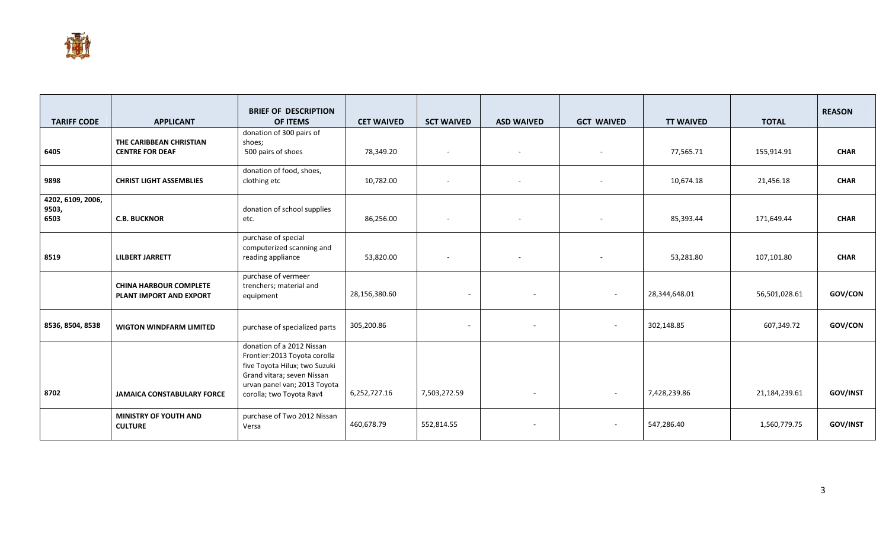| TARIFF CODE | APPLICANT | BRIEF OF DESCRIPTION OF ITEMS | CET WAIVED | SCT WAIVED | ASD WAIVED | GCT WAIVED | TT WAIVED | TOTAL | REASON |
|---|---|---|---|---|---|---|---|---|---|
| 6405 | **THE CARIBBEAN CHRISTIAN CENTRE FOR DEAF** | donation of 300 pairs of shoes; 500 pairs of shoes | 78,349.20 | - | - | - | 77,565.71 | 155,914.91 | **CHAR** |
| 9898 | **CHRIST LIGHT ASSEMBLIES** | donation of food, shoes, clothing etc | 10,782.00 | - | - | - | 10,674.18 | 21,456.18 | **CHAR** |
| 4202, 6109, 2006, 9503, 6503 | **C.B. BUCKNOR** | donation of school supplies etc. | 86,256.00 | - | - | - | 85,393.44 | 171,649.44 | **CHAR** |
| 8519 | **LILBERT JARRETT** | purchase of special computerized scanning and reading appliance | 53,820.00 | - | - | - | 53,281.80 | 107,101.80 | **CHAR** |
| | **CHINA HARBOUR COMPLETE PLANT IMPORT AND EXPORT** | purchase of vermeer trenchers; material and equipment | 28,156,380.60 | - | - | - | 28,344,648.01 | 56,501,028.61 | **GOV/CON** |
| 8536, 8504, 8538 | **WIGTON WINDFARM LIMITED** | purchase of specialized parts | 305,200.86 | - | - | - | 302,148.85 | 607,349.72 | **GOV/CON** |
| 8702 | **JAMAICA CONSTABULARY FORCE** | donation of a 2012 Nissan Frontier:2013 Toyota corolla five Toyota Hilux; two Suzuki Grand vitara; seven Nissan urvan panel van; 2013 Toyota corolla; two Toyota Rav4 | 6,252,727.16 | 7,503,272.59 | - | - | 7,428,239.86 | 21,184,239.61 | **GOV/INST** |
| | **MINISTRY OF YOUTH AND CULTURE** | purchase of Two 2012 Nissan Versa | 460,678.79 | 552,814.55 | - | - | 547,286.40 | 1,560,779.75 | **GOV/INST** |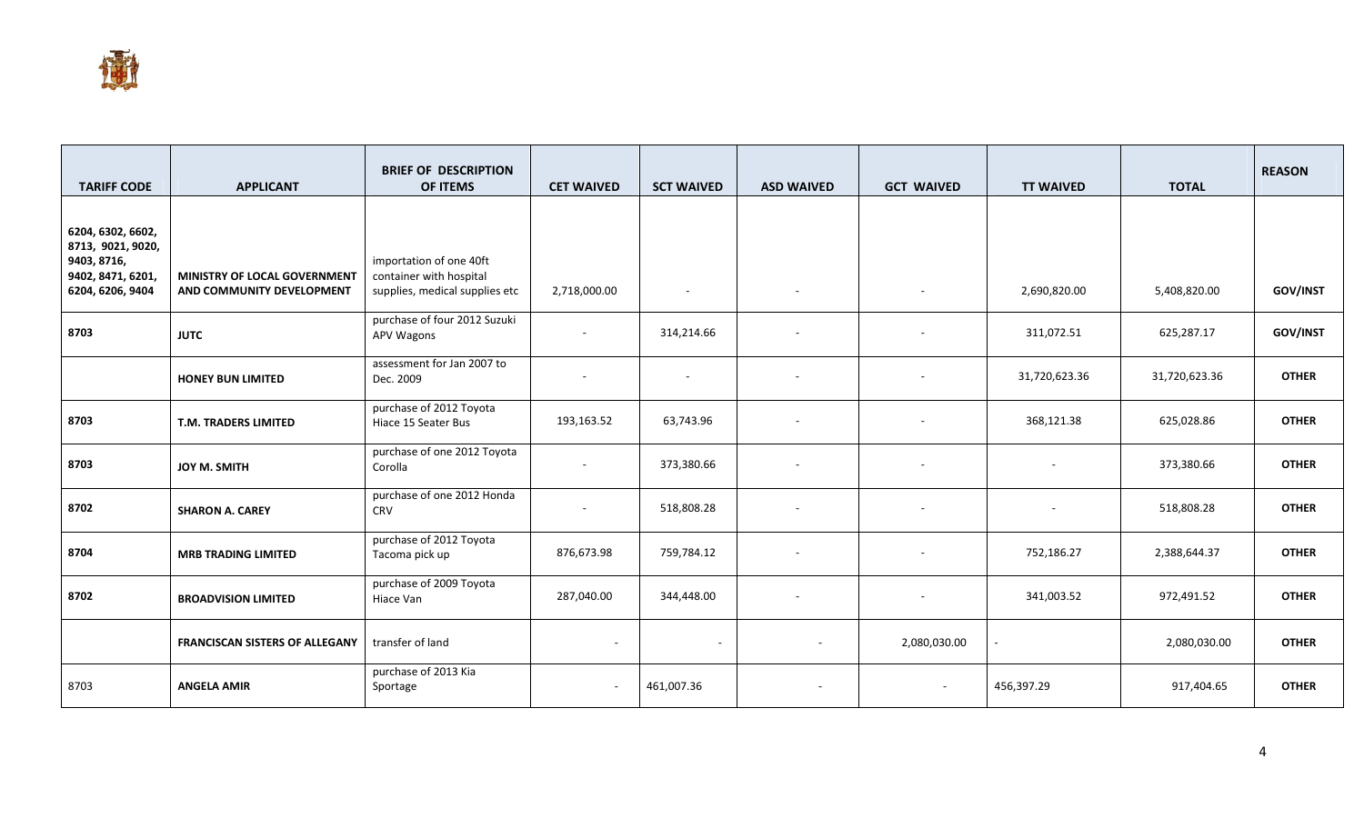| TARIFF CODE | APPLICANT | BRIEF OF DESCRIPTION OF ITEMS | CET WAIVED | SCT WAIVED | ASD WAIVED | GCT WAIVED | TT WAIVED | TOTAL | REASON |
|---|---|---|---|---|---|---|---|---|---|
| 6204, 6302, 6602, 8713, 9021, 9020, 9403, 8716, 9402, 8471, 6201, 6204, 6206, 9404 | **MINISTRY OF LOCAL GOVERNMENT AND COMMUNITY DEVELOPMENT** | importation of one 40ft container with hospital supplies, medical supplies etc | 2,718,000.00 | - | - | - | 2,690,820.00 | 5,408,820.00 | **GOV/INST** |
| 8703 | **JUTC** | purchase of four 2012 Suzuki APV Wagons | - | 314,214.66 | - | - | 311,072.51 | 625,287.17 | **GOV/INST** |
| | **HONEY BUN LIMITED** | assessment for Jan 2007 to Dec. 2009 | - | - | - | - | 31,720,623.36 | 31,720,623.36 | **OTHER** |
| 8703 | **T.M. TRADERS LIMITED** | purchase of 2012 Toyota Hiace 15 Seater Bus | 193,163.52 | 63,743.96 | - | - | 368,121.38 | 625,028.86 | **OTHER** |
| 8703 | **JOY M. SMITH** | purchase of one 2012 Toyota Corolla | - | 373,380.66 | - | - | - | 373,380.66 | **OTHER** |
| 8702 | **SHARON A. CAREY** | purchase of one 2012 Honda CRV | - | 518,808.28 | - | - | - | 518,808.28 | **OTHER** |
| 8704 | **MRB TRADING LIMITED** | purchase of 2012 Toyota Tacoma pick up | 876,673.98 | 759,784.12 | - | - | 752,186.27 | 2,388,644.37 | **OTHER** |
| 8702 | **BROADVISION LIMITED** | purchase of 2009 Toyota Hiace Van | 287,040.00 | 344,448.00 | - | - | 341,003.52 | 972,491.52 | **OTHER** |
| | **FRANCISCAN SISTERS OF ALLEGANY** | transfer of land | - | - | - | 2,080,030.00 | - | 2,080,030.00 | **OTHER** |
| 8703 | **ANGELA AMIR** | purchase of 2013 Kia Sportage | - | 461,007.36 | - | - | 456,397.29 | 917,404.65 | **OTHER** |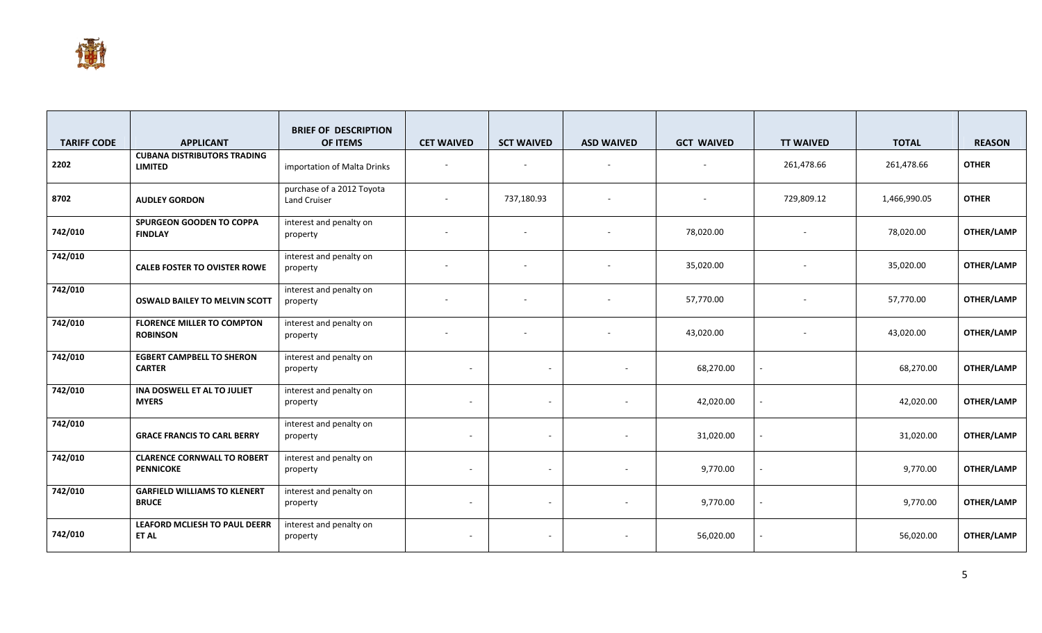| TARIFF CODE | APPLICANT | BRIEF OF DESCRIPTION OF ITEMS | CET WAIVED | SCT WAIVED | ASD WAIVED | GCT WAIVED | TT WAIVED | TOTAL | REASON |
|---|---|---|---|---|---|---|---|---|---|
| 2202 | **CUBANA DISTRIBUTORS TRADING LIMITED** | importation of Malta Drinks | - | - | - | - | 261,478.66 | 261,478.66 | **OTHER** |
| 8702 | **AUDLEY GORDON** | purchase of a 2012 Toyota Land Cruiser | - | 737,180.93 | - | - | 729,809.12 | 1,466,990.05 | **OTHER** |
| 742/010 | **SPURGEON GOODEN TO COPPA FINDLAY** | interest and penalty on property | - | - | - | 78,020.00 | - | 78,020.00 | **OTHER/LAMP** |
| 742/010 | **CALEB FOSTER TO OVISTER ROWE** | interest and penalty on property | - | - | - | 35,020.00 | - | 35,020.00 | **OTHER/LAMP** |
| 742/010 | **OSWALD BAILEY TO MELVIN SCOTT** | interest and penalty on property | - | - | - | 57,770.00 | - | 57,770.00 | **OTHER/LAMP** |
| 742/010 | **FLORENCE MILLER TO COMPTON ROBINSON** | interest and penalty on property | - | - | - | 43,020.00 | - | 43,020.00 | **OTHER/LAMP** |
| 742/010 | **EGBERT CAMPBELL TO SHERON CARTER** | interest and penalty on property | - | - | - | 68,270.00 | - | 68,270.00 | **OTHER/LAMP** |
| 742/010 | **INA DOSWELL ET AL TO JULIET MYERS** | interest and penalty on property | - | - | - | 42,020.00 | - | 42,020.00 | **OTHER/LAMP** |
| 742/010 | **GRACE FRANCIS TO CARL BERRY** | interest and penalty on property | - | - | - | 31,020.00 | - | 31,020.00 | **OTHER/LAMP** |
| 742/010 | **CLARENCE CORNWALL TO ROBERT PENNICOKE** | interest and penalty on property | - | - | - | 9,770.00 | - | 9,770.00 | **OTHER/LAMP** |
| 742/010 | **GARFIELD WILLIAMS TO KLENERT BRUCE** | interest and penalty on property | - | - | - | 9,770.00 | - | 9,770.00 | **OTHER/LAMP** |
| 742/010 | **LEAFORD MCLIESH TO PAUL DEERR ET AL** | interest and penalty on property | - | - | - | 56,020.00 | - | 56,020.00 | **OTHER/LAMP** |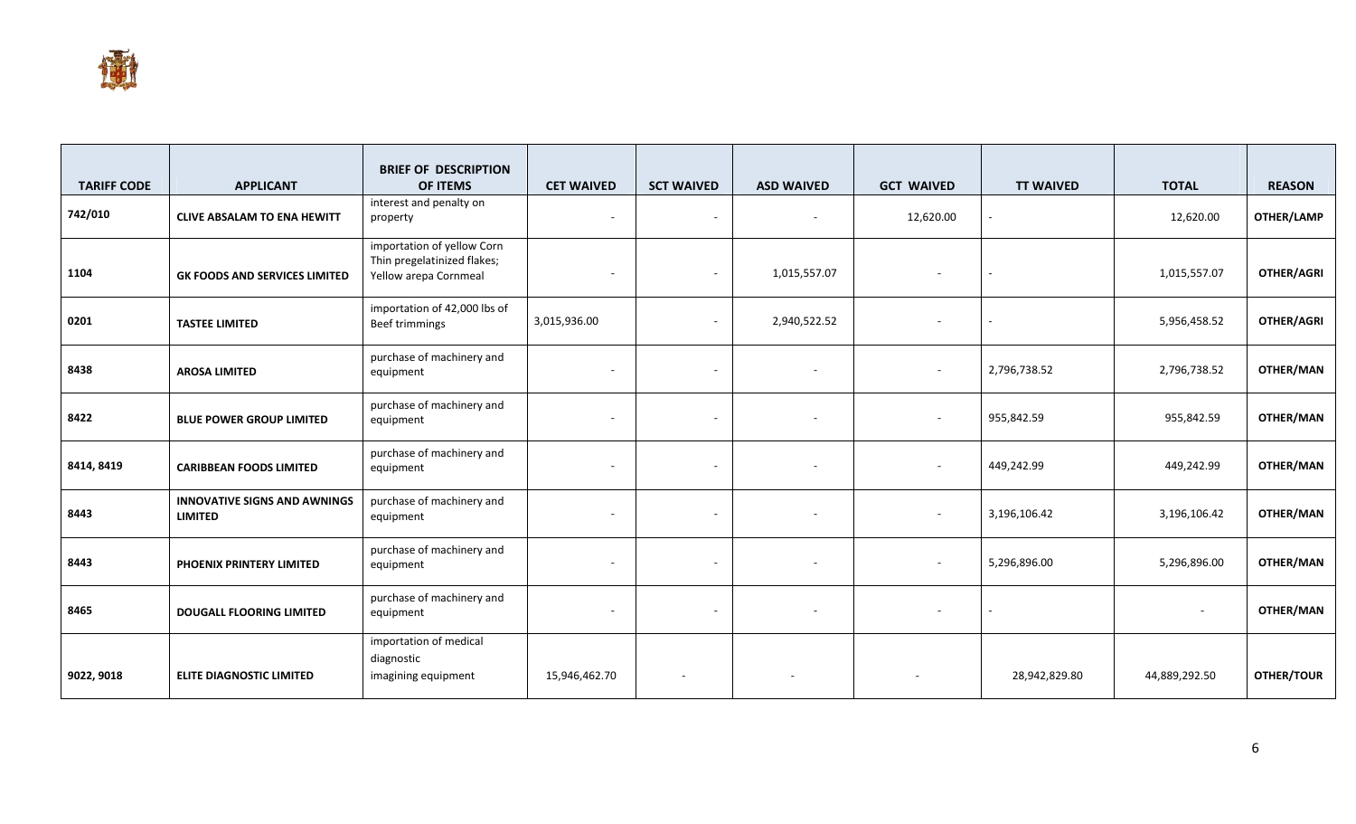| TARIFF CODE | APPLICANT | BRIEF OF DESCRIPTION OF ITEMS | CET WAIVED | SCT WAIVED | ASD WAIVED | GCT WAIVED | TT WAIVED | TOTAL | REASON |
|---|---|---|---|---|---|---|---|---|---|
| 742/010 | CLIVE ABSALAM TO ENA HEWITT | interest and penalty on property | - | - | - | 12,620.00 | - | 12,620.00 | OTHER/LAMP |
| 1104 | GK FOODS AND SERVICES LIMITED | importation of yellow Corn Thin pregelatinized flakes; Yellow arepa Cornmeal | - | - | 1,015,557.07 | - | - | 1,015,557.07 | OTHER/AGRI |
| 0201 | TASTEE LIMITED | importation of 42,000 lbs of Beef trimmings | 3,015,936.00 | - | 2,940,522.52 | - | - | 5,956,458.52 | OTHER/AGRI |
| 8438 | AROSA LIMITED | purchase of machinery and equipment | - | - | - | - | 2,796,738.52 | 2,796,738.52 | OTHER/MAN |
| 8422 | BLUE POWER GROUP LIMITED | purchase of machinery and equipment | - | - | - | - | 955,842.59 | 955,842.59 | OTHER/MAN |
| 8414, 8419 | CARIBBEAN FOODS LIMITED | purchase of machinery and equipment | - | - | - | - | 449,242.99 | 449,242.99 | OTHER/MAN |
| 8443 | INNOVATIVE SIGNS AND AWNINGS LIMITED | purchase of machinery and equipment | - | - | - | - | 3,196,106.42 | 3,196,106.42 | OTHER/MAN |
| 8443 | PHOENIX PRINTERY LIMITED | purchase of machinery and equipment | - | - | - | - | 5,296,896.00 | 5,296,896.00 | OTHER/MAN |
| 8465 | DOUGALL FLOORING LIMITED | purchase of machinery and equipment | - | - | - | - | - | - | OTHER/MAN |
| 9022, 9018 | ELITE DIAGNOSTIC LIMITED | importation of medical diagnostic imagining equipment | 15,946,462.70 | - | - | - | 28,942,829.80 | 44,889,292.50 | OTHER/TOUR |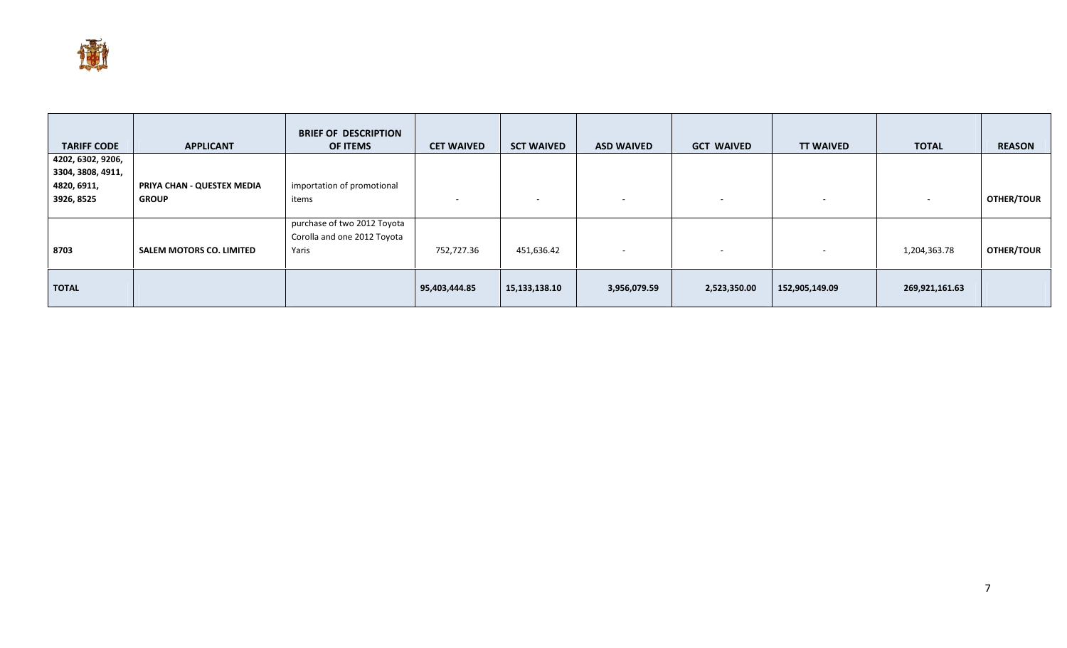| TARIFF CODE | APPLICANT | BRIEF OF DESCRIPTION OF ITEMS | CET WAIVED | SCT WAIVED | ASD WAIVED | GCT WAIVED | TT WAIVED | TOTAL | REASON |
|---|---|---|---|---|---|---|---|---|---|
| 4202, 6302, 9206, 3304, 3808, 4911, 4820, 6911, 3926, 8525 | PRIYA CHAN - QUESTEX MEDIA GROUP | importation of promotional items | - | - | - | - | - | - | OTHER/TOUR |
| 8703 | SALEM MOTORS CO. LIMITED | purchase of two 2012 Toyota Corolla and one 2012 Toyota Yaris | 752,727.36 | 451,636.42 | - | - | - | 1,204,363.78 | OTHER/TOUR |
| **TOTAL** | | | **95,403,444.85** | **15,133,138.10** | **3,956,079.59** | **2,523,350.00** | **152,905,149.09** | **269,921,161.63** | |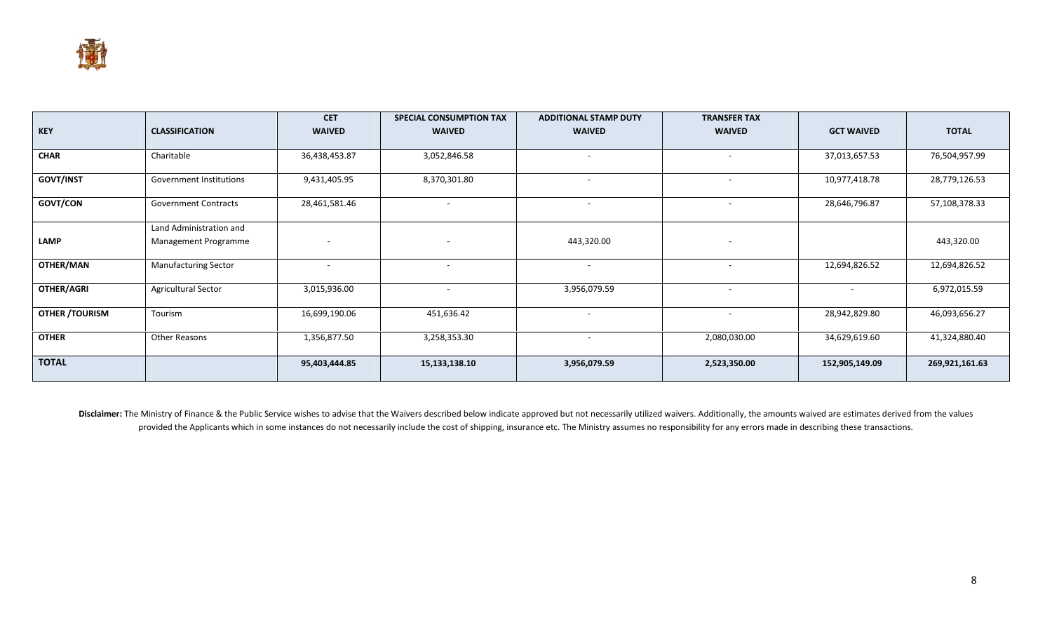| KEY | CLASSIFICATION | CET WAIVED | SPECIAL CONSUMPTION TAX WAIVED | ADDITIONAL STAMP DUTY WAIVED | TRANSFER TAX WAIVED | GCT WAIVED | TOTAL |
|---|---|---|---|---|---|---|---|
| **CHAR** | Charitable | 36,438,453.87 | 3,052,846.58 | - | - | 37,013,657.53 | 76,504,957.99 |
| **GOVT/INST** | Government Institutions | 9,431,405.95 | 8,370,301.80 | - | - | 10,977,418.78 | 28,779,126.53 |
| **GOVT/CON** | Government Contracts | 28,461,581.46 | - | - | - | 28,646,796.87 | 57,108,378.33 |
| **LAMP** | Land Administration and Management Programme | - | - | 443,320.00 | - | | 443,320.00 |
| **OTHER/MAN** | Manufacturing Sector | - | - | - | - | 12,694,826.52 | 12,694,826.52 |
| **OTHER/AGRI** | Agricultural Sector | 3,015,936.00 | - | 3,956,079.59 | - | - | 6,972,015.59 |
| **OTHER /TOURISM** | Tourism | 16,699,190.06 | 451,636.42 | - | - | 28,942,829.80 | 46,093,656.27 |
| **OTHER** | Other Reasons | 1,356,877.50 | 3,258,353.30 | - | 2,080,030.00 | 34,629,619.60 | 41,324,880.40 |
| **TOTAL** | | **95,403,444.85** | **15,133,138.10** | **3,956,079.59** | **2,523,350.00** | **152,905,149.09** | **269,921,161.63** |

**Disclaimer:** The Ministry of Finance & the Public Service wishes to advise that the Waivers described below indicate approved but not necessarily utilized waivers. Additionally, the amounts waived are estimates derived from the values provided the Applicants which in some instances do not necessarily include the cost of shipping, insurance etc. The Ministry assumes no responsibility for any errors made in describing these transactions.